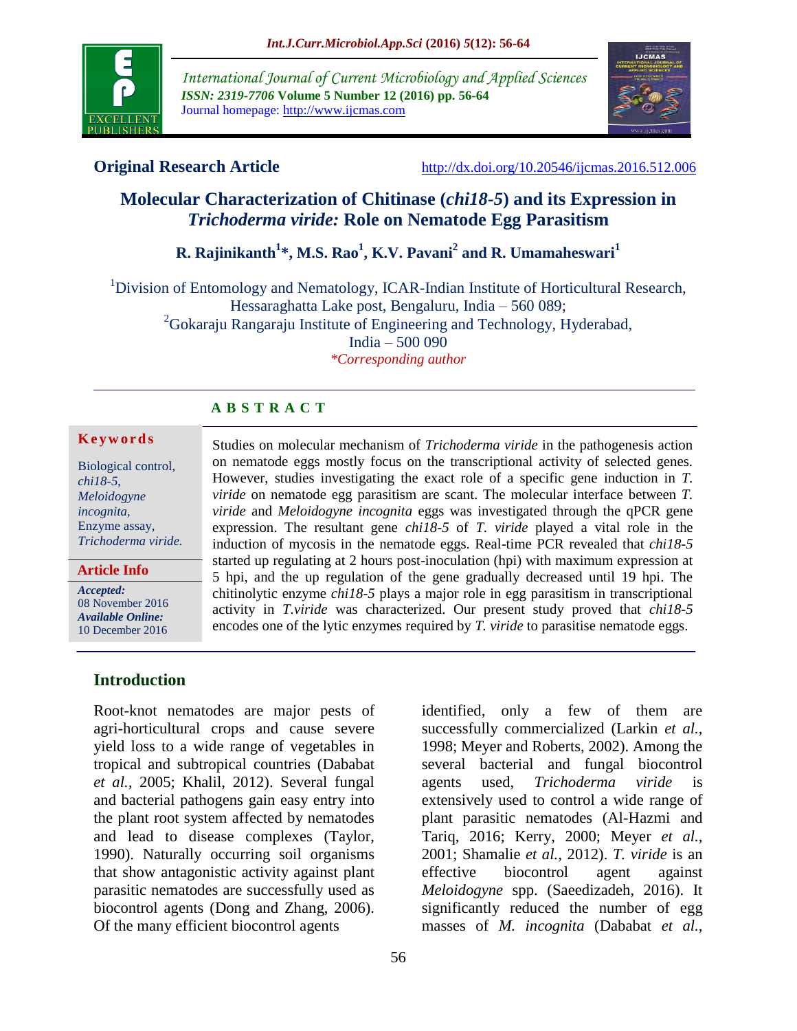International Journal of Current Microbiology and Applied Sciences
*ISSN: 2319-7706* **Volume 5 Number 12 (2016) pp. 56-64**
Journal homepage: http://www.ijcmas.com

**Original Research Article** http://dx.doi.org/10.20546/ijcmas.2016.512.006

# Molecular Characterization of Chitinase (*chi18-5*) and its Expression in *Trichoderma viride:* Role on Nematode Egg Parasitism

**R. Rajinikanth[1]\*, M.S. Rao[1], K.V. Pavani[2] and R. Umamaheswari[1]**

[1]Division of Entomology and Nematology, ICAR-Indian Institute of Horticultural Research, Hessaraghatta Lake post, Bengaluru, India – 560 089;
[2]Gokaraju Rangaraju Institute of Engineering and Technology, Hyderabad, India – 500 090
*\*Corresponding author*

## ABSTRACT

**Keywords**

Biological control, *chi18-5*, *Meloidogyne incognita*, Enzyme assay, *Trichoderma viride*.

**Article Info**

***Accepted:*** 08 November 2016
***Available Online:*** 10 December 2016

Studies on molecular mechanism of *Trichoderma viride* in the pathogenesis action on nematode eggs mostly focus on the transcriptional activity of selected genes. However, studies investigating the exact role of a specific gene induction in *T. viride* on nematode egg parasitism are scant. The molecular interface between *T. viride* and *Meloidogyne incognita* eggs was investigated through the qPCR gene expression. The resultant gene *chi18-5* of *T. viride* played a vital role in the induction of mycosis in the nematode eggs. Real-time PCR revealed that *chi18-5* started up regulating at 2 hours post-inoculation (hpi) with maximum expression at 5 hpi, and the up regulation of the gene gradually decreased until 19 hpi. The chitinolytic enzyme *chi18-5* plays a major role in egg parasitism in transcriptional activity in *T.viride* was characterized. Our present study proved that *chi18-5* encodes one of the lytic enzymes required by *T. viride* to parasitise nematode eggs.

## Introduction

Root-knot nematodes are major pests of agri-horticultural crops and cause severe yield loss to a wide range of vegetables in tropical and subtropical countries (Dababat *et al.,* 2005; Khalil, 2012). Several fungal and bacterial pathogens gain easy entry into the plant root system affected by nematodes and lead to disease complexes (Taylor, 1990). Naturally occurring soil organisms that show antagonistic activity against plant parasitic nematodes are successfully used as biocontrol agents (Dong and Zhang, 2006). Of the many efficient biocontrol agents identified, only a few of them are successfully commercialized (Larkin *et al.,* 1998; Meyer and Roberts, 2002). Among the several bacterial and fungal biocontrol agents used, *Trichoderma viride* is extensively used to control a wide range of plant parasitic nematodes (Al-Hazmi and Tariq, 2016; Kerry, 2000; Meyer *et al.,* 2001; Shamalie *et al.,* 2012). *T. viride* is an effective biocontrol agent against *Meloidogyne* spp. (Saeedizadeh, 2016). It significantly reduced the number of egg masses of *M. incognita* (Dababat *et al.,*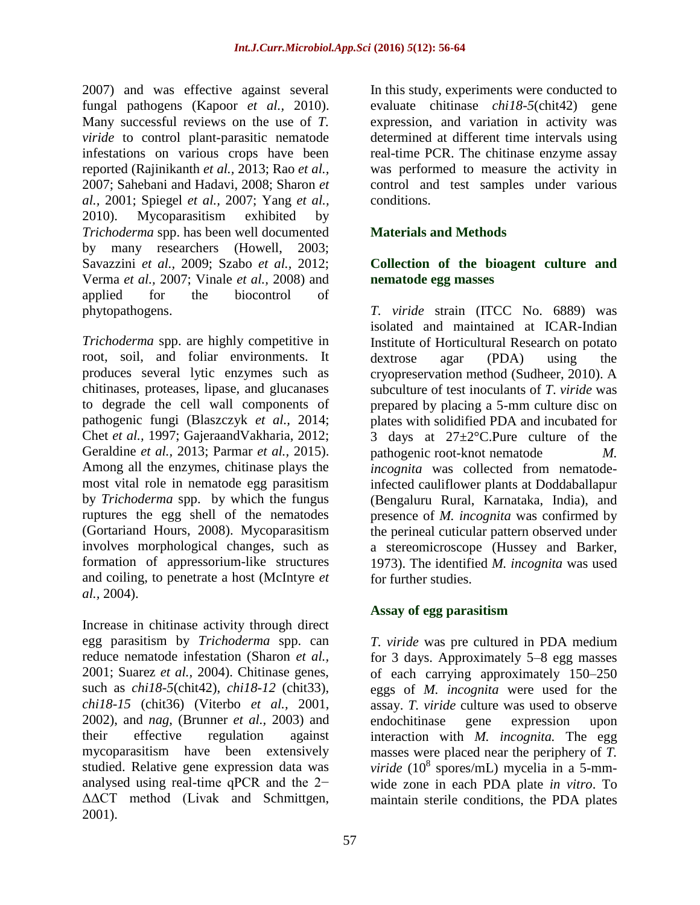2007) and was effective against several fungal pathogens (Kapoor *et al.,* 2010). Many successful reviews on the use of *T. viride* to control plant-parasitic nematode infestations on various crops have been reported (Rajinikanth *et al.,* 2013; Rao *et al.,* 2007; Sahebani and Hadavi, 2008; Sharon *et al.,* 2001; Spiegel *et al.,* 2007; Yang *et al.,* 2010). Mycoparasitism exhibited by *Trichoderma* spp. has been well documented by many researchers (Howell, 2003; Savazzini *et al.,* 2009; Szabo *et al.,* 2012; Verma *et al.,* 2007; Vinale *et al.,* 2008) and applied for the biocontrol of phytopathogens.

*Trichoderma* spp. are highly competitive in root, soil, and foliar environments. It produces several lytic enzymes such as chitinases, proteases, lipase, and glucanases to degrade the cell wall components of pathogenic fungi (Blaszczyk *et al.,* 2014; Chet *et al.,* 1997; GajeraandVakharia, 2012; Geraldine *et al.,* 2013; Parmar *et al.,* 2015). Among all the enzymes, chitinase plays the most vital role in nematode egg parasitism by *Trichoderma* spp. by which the fungus ruptures the egg shell of the nematodes (Gortariand Hours, 2008). Mycoparasitism involves morphological changes, such as formation of appressorium-like structures and coiling, to penetrate a host (McIntyre *et al.,* 2004).

Increase in chitinase activity through direct egg parasitism by *Trichoderma* spp. can reduce nematode infestation (Sharon *et al.,* 2001; Suarez *et al.,* 2004). Chitinase genes, such as *chi18-5*(chit42), *chi18-12* (chit33), *chi18-15* (chit36) (Viterbo *et al.,* 2001, 2002), and *nag,* (Brunner *et al.,* 2003) and their effective regulation against mycoparasitism have been extensively studied. Relative gene expression data was analysed using real-time qPCR and the $2^{-\Delta\Delta CT}$ method (Livak and Schmittgen, 2001).

In this study, experiments were conducted to evaluate chitinase *chi18-5*(chit42) gene expression, and variation in activity was determined at different time intervals using real-time PCR. The chitinase enzyme assay was performed to measure the activity in control and test samples under various conditions.

## Materials and Methods

### Collection of the bioagent culture and nematode egg masses

*T. viride* strain (ITCC No. 6889) was isolated and maintained at ICAR-Indian Institute of Horticultural Research on potato dextrose agar (PDA) using the cryopreservation method (Sudheer, 2010). A subculture of test inoculants of *T. viride* was prepared by placing a 5-mm culture disc on plates with solidified PDA and incubated for 3 days at 27±2°C.Pure culture of the pathogenic root-knot nematode *M. incognita* was collected from nematode-infected cauliflower plants at Doddaballapur (Bengaluru Rural, Karnataka, India), and presence of *M. incognita* was confirmed by the perineal cuticular pattern observed under a stereomicroscope (Hussey and Barker, 1973). The identified *M. incognita* was used for further studies.

### Assay of egg parasitism

*T. viride* was pre cultured in PDA medium for 3 days. Approximately 5–8 egg masses of each carrying approximately 150–250 eggs of *M. incognita* were used for the assay. *T. viride* culture was used to observe endochitinase gene expression upon interaction with *M. incognita.* The egg masses were placed near the periphery of *T. viride* ($10^8$ spores/mL) mycelia in a 5-mm-wide zone in each PDA plate *in vitro*. To maintain sterile conditions, the PDA plates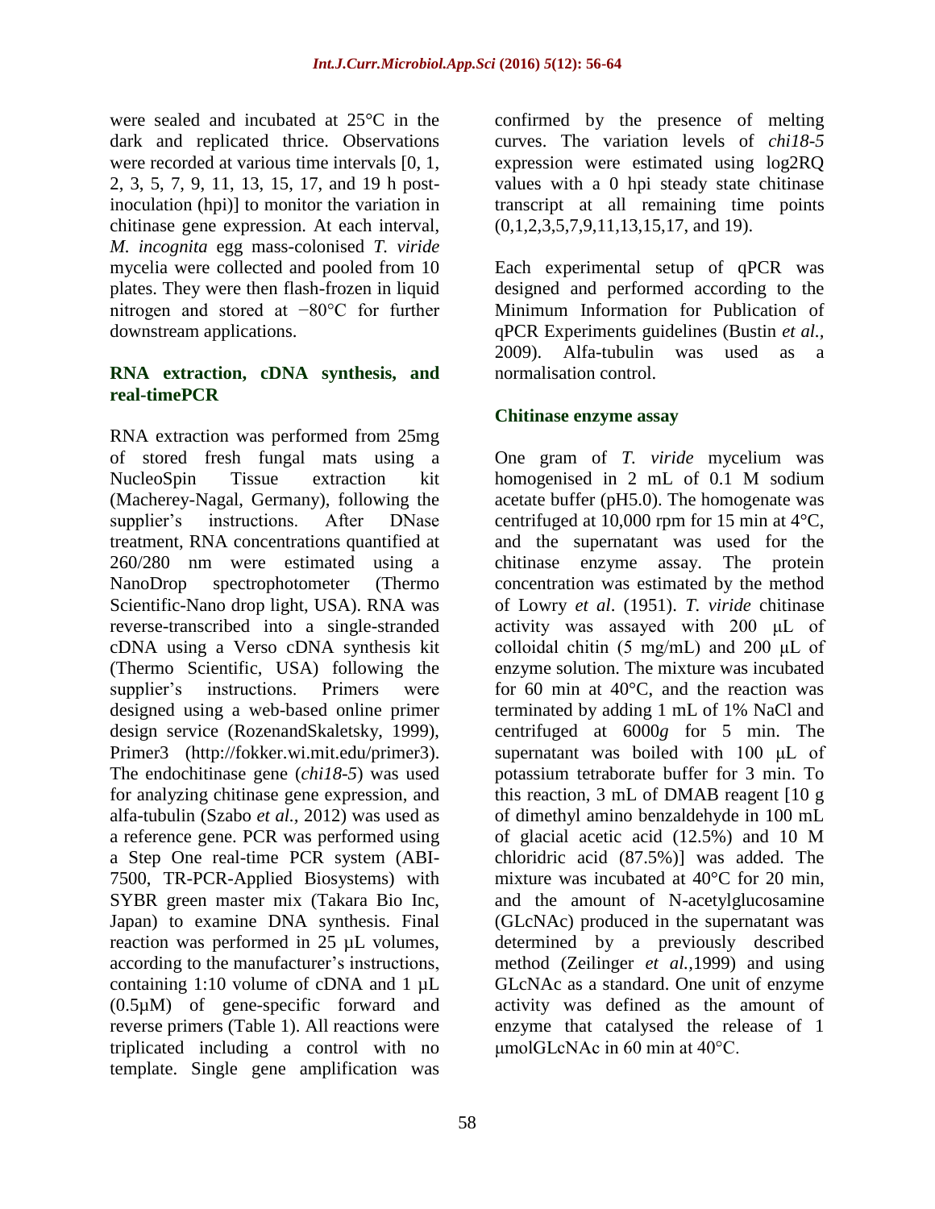were sealed and incubated at 25°C in the dark and replicated thrice. Observations were recorded at various time intervals [0, 1, 2, 3, 5, 7, 9, 11, 13, 15, 17, and 19 h post-inoculation (hpi)] to monitor the variation in chitinase gene expression. At each interval, *M. incognita* egg mass-colonised *T. viride* mycelia were collected and pooled from 10 plates. They were then flash-frozen in liquid nitrogen and stored at −80°C for further downstream applications.

### RNA extraction, cDNA synthesis, and real-timePCR

RNA extraction was performed from 25mg of stored fresh fungal mats using a NucleoSpin Tissue extraction kit (Macherey-Nagal, Germany), following the supplier's instructions. After DNase treatment, RNA concentrations quantified at 260/280 nm were estimated using a NanoDrop spectrophotometer (Thermo Scientific-Nano drop light, USA). RNA was reverse-transcribed into a single-stranded cDNA using a Verso cDNA synthesis kit (Thermo Scientific, USA) following the supplier's instructions. Primers were designed using a web-based online primer design service (RozenandSkaletsky, 1999), Primer3 (http://fokker.wi.mit.edu/primer3). The endochitinase gene (*chi18-5*) was used for analyzing chitinase gene expression, and alfa-tubulin (Szabo *et al.*, 2012) was used as a reference gene. PCR was performed using a Step One real-time PCR system (ABI-7500, TR-PCR-Applied Biosystems) with SYBR green master mix (Takara Bio Inc, Japan) to examine DNA synthesis. Final reaction was performed in 25 µL volumes, according to the manufacturer's instructions, containing 1:10 volume of cDNA and 1 µL (0.5µM) of gene-specific forward and reverse primers (Table 1). All reactions were triplicated including a control with no template. Single gene amplification was confirmed by the presence of melting curves. The variation levels of *chi18-5* expression were estimated using log2RQ values with a 0 hpi steady state chitinase transcript at all remaining time points (0,1,2,3,5,7,9,11,13,15,17, and 19).

Each experimental setup of qPCR was designed and performed according to the Minimum Information for Publication of qPCR Experiments guidelines (Bustin *et al.*, 2009). Alfa-tubulin was used as a normalisation control.

### Chitinase enzyme assay

One gram of *T. viride* mycelium was homogenised in 2 mL of 0.1 M sodium acetate buffer (pH5.0). The homogenate was centrifuged at 10,000 rpm for 15 min at 4°C, and the supernatant was used for the chitinase enzyme assay. The protein concentration was estimated by the method of Lowry *et al*. (1951). *T. viride* chitinase activity was assayed with 200 µL of colloidal chitin (5 mg/mL) and 200 µL of enzyme solution. The mixture was incubated for 60 min at 40°C, and the reaction was terminated by adding 1 mL of 1% NaCl and centrifuged at 6000*g* for 5 min. The supernatant was boiled with 100 µL of potassium tetraborate buffer for 3 min. To this reaction, 3 mL of DMAB reagent [10 g of dimethyl amino benzaldehyde in 100 mL of glacial acetic acid (12.5%) and 10 M chloridric acid (87.5%)] was added. The mixture was incubated at 40°C for 20 min, and the amount of N-acetylglucosamine (GLcNAc) produced in the supernatant was determined by a previously described method (Zeilinger *et al.*,1999) and using GLcNAc as a standard. One unit of enzyme activity was defined as the amount of enzyme that catalysed the release of 1 µmolGLcNAc in 60 min at 40°C.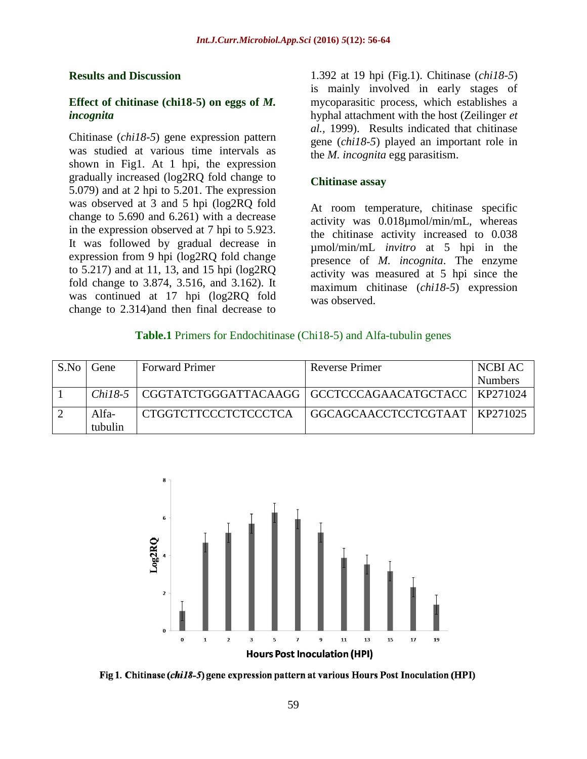## Results and Discussion

### Effect of chitinase (chi18-5) on eggs of *M. incognita*

Chitinase (*chi18-5*) gene expression pattern was studied at various time intervals as shown in Fig1. At 1 hpi, the expression gradually increased (log2RQ fold change to 5.079) and at 2 hpi to 5.201. The expression was observed at 3 and 5 hpi (log2RQ fold change to 5.690 and 6.261) with a decrease in the expression observed at 7 hpi to 5.923. It was followed by gradual decrease in expression from 9 hpi (log2RQ fold change to 5.217) and at 11, 13, and 15 hpi (log2RQ fold change to 3.874, 3.516, and 3.162). It was continued at 17 hpi (log2RQ fold change to 2.314)and then final decrease to 1.392 at 19 hpi (Fig.1). Chitinase (*chi18-5*) is mainly involved in early stages of mycoparasitic process, which establishes a hyphal attachment with the host (Zeilinger *et al.,* 1999). Results indicated that chitinase gene (*chi18-5*) played an important role in the *M. incognita* egg parasitism.

### Chitinase assay

At room temperature, chitinase specific activity was 0.018µmol/min/mL, whereas the chitinase activity increased to 0.038 µmol/min/mL *invitro* at 5 hpi in the presence of *M. incognita*. The enzyme activity was measured at 5 hpi since the maximum chitinase (*chi18-5*) expression was observed.

**Table.1** Primers for Endochitinase (Chi18-5) and Alfa-tubulin genes

| S.No | Gene | Forward Primer | Reverse Primer | NCBI AC Numbers |
|---|---|---|---|---|
| 1 | *Chi18-5* | CGGTATCTGGGATTACAAGG | GCCTCCCAGAACATGCTACC | KP271024 |
| 2 | Alfa-tubulin | CTGGTCTTCCCTCTCCCTCA | GGCAGCAACCTCCTCGTAAT | KP271025 |

**Fig 1.** Chitinase (*chi18-5*) gene expression pattern at various Hours Post Inoculation (HPI)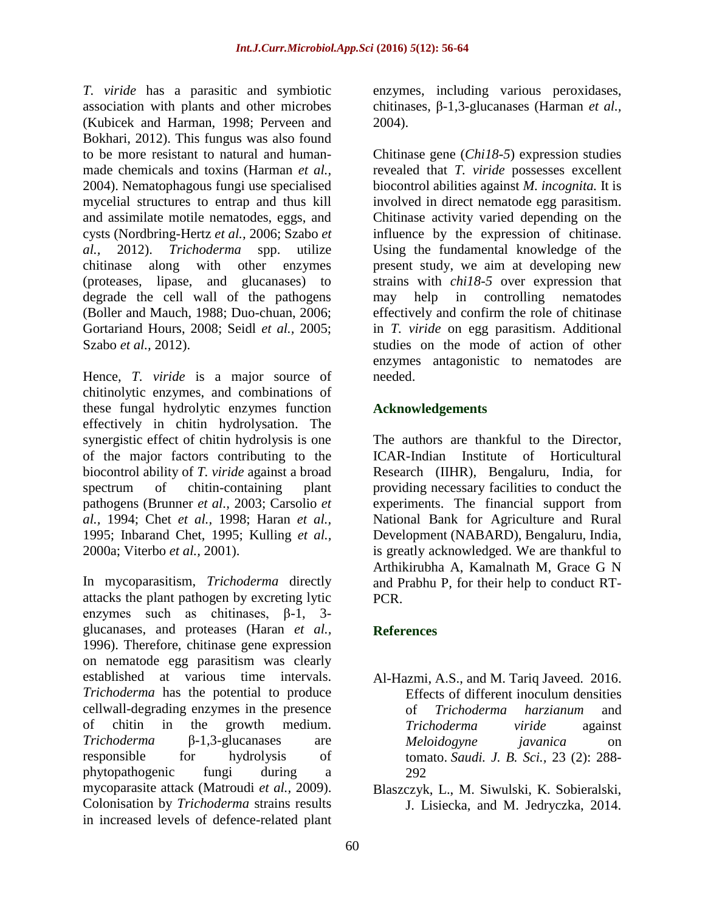*T. viride* has a parasitic and symbiotic association with plants and other microbes (Kubicek and Harman, 1998; Perveen and Bokhari, 2012). This fungus was also found to be more resistant to natural and human-made chemicals and toxins (Harman *et al.,* 2004). Nematophagous fungi use specialised mycelial structures to entrap and thus kill and assimilate motile nematodes, eggs, and cysts (Nordbring-Hertz *et al.,* 2006; Szabo *et al.,* 2012). *Trichoderma* spp. utilize chitinase along with other enzymes (proteases, lipase, and glucanases) to degrade the cell wall of the pathogens (Boller and Mauch, 1988; Duo-chuan, 2006; Gortariand Hours, 2008; Seidl *et al.,* 2005; Szabo *et al.,* 2012).

Hence, *T. viride* is a major source of chitinolytic enzymes, and combinations of these fungal hydrolytic enzymes function effectively in chitin hydrolysation. The synergistic effect of chitin hydrolysis is one of the major factors contributing to the biocontrol ability of *T. viride* against a broad spectrum of chitin-containing plant pathogens (Brunner *et al.,* 2003; Carsolio *et al.,* 1994; Chet *et al.,* 1998; Haran *et al.,* 1995; Inbarand Chet, 1995; Kulling *et al.,* 2000a; Viterbo *et al.,* 2001).

In mycoparasitism, *Trichoderma* directly attacks the plant pathogen by excreting lytic enzymes such as chitinases, β-1, 3-glucanases, and proteases (Haran *et al.,* 1996). Therefore, chitinase gene expression on nematode egg parasitism was clearly established at various time intervals. *Trichoderma* has the potential to produce cellwall-degrading enzymes in the presence of chitin in the growth medium. *Trichoderma* β-1,3-glucanases are responsible for hydrolysis of phytopathogenic fungi during a mycoparasite attack (Matroudi *et al.,* 2009). Colonisation by *Trichoderma* strains results in increased levels of defence-related plant enzymes, including various peroxidases, chitinases, β-1,3-glucanases (Harman *et al.,* 2004).

Chitinase gene (*Chi18-5*) expression studies revealed that *T. viride* possesses excellent biocontrol abilities against *M. incognita.* It is involved in direct nematode egg parasitism. Chitinase activity varied depending on the influence by the expression of chitinase. Using the fundamental knowledge of the present study, we aim at developing new strains with *chi18-5* over expression that may help in controlling nematodes effectively and confirm the role of chitinase in *T. viride* on egg parasitism. Additional studies on the mode of action of other enzymes antagonistic to nematodes are needed.

## Acknowledgements

The authors are thankful to the Director, ICAR-Indian Institute of Horticultural Research (IIHR), Bengaluru, India, for providing necessary facilities to conduct the experiments. The financial support from National Bank for Agriculture and Rural Development (NABARD), Bengaluru, India, is greatly acknowledged. We are thankful to Arthikirubha A, Kamalnath M, Grace G N and Prabhu P, for their help to conduct RT-PCR.

## References

Al-Hazmi, A.S., and M. Tariq Javeed. 2016. Effects of different inoculum densities of *Trichoderma harzianum* and *Trichoderma viride* against *Meloidogyne javanica* on tomato. *Saudi. J. B. Sci.,* 23 (2): 288-292

Blaszczyk, L., M. Siwulski, K. Sobieralski, J. Lisiecka, and M. Jedryczka, 2014.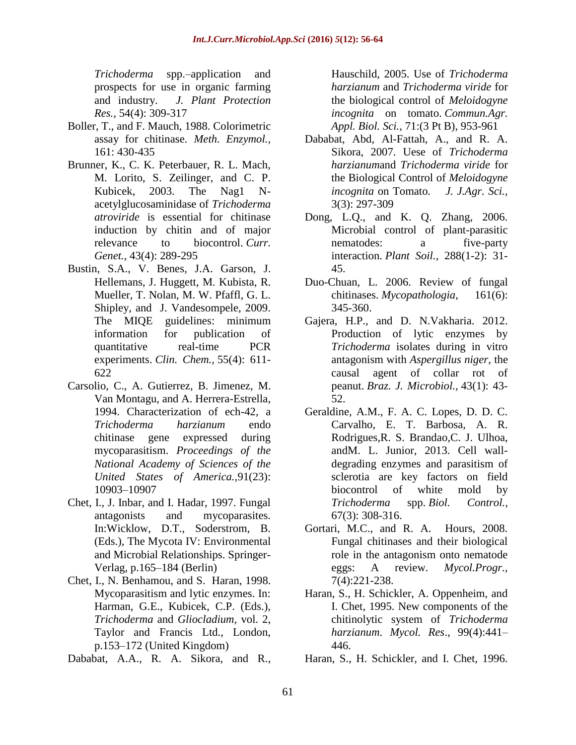*Trichoderma* spp.–application and prospects for use in organic farming and industry. *J. Plant Protection Res.*, 54(4): 309-317

Boller, T., and F. Mauch, 1988. Colorimetric assay for chitinase. *Meth. Enzymol.*, 161: 430-435

Brunner, K., C. K. Peterbauer, R. L. Mach, M. Lorito, S. Zeilinger, and C. P. Kubicek, 2003. The Nag1 N-acetylglucosaminidase of *Trichoderma atroviride* is essential for chitinase induction by chitin and of major relevance to biocontrol. *Curr. Genet.*, 43(4): 289-295

Bustin, S.A., V. Benes, J.A. Garson, J. Hellemans, J. Huggett, M. Kubista, R. Mueller, T. Nolan, M. W. Pfaffl, G. L. Shipley, and J. Vandesompele, 2009. The MIQE guidelines: minimum information for publication of quantitative real-time PCR experiments. *Clin. Chem.*, 55(4): 611-622

Carsolio, C., A. Gutierrez, B. Jimenez, M. Van Montagu, and A. Herrera-Estrella, 1994. Characterization of ech-42, a *Trichoderma harzianum* endo chitinase gene expressed during mycoparasitism. *Proceedings of the National Academy of Sciences of the United States of America.*,91(23): 10903–10907

Chet, I., J. Inbar, and I. Hadar, 1997. Fungal antagonists and mycoparasites. In:Wicklow, D.T., Soderstrom, B. (Eds.), The Mycota IV: Environmental and Microbial Relationships. Springer-Verlag, p.165–184 (Berlin)

Chet, I., N. Benhamou, and S. Haran, 1998. Mycoparasitism and lytic enzymes. In: Harman, G.E., Kubicek, C.P. (Eds.), *Trichoderma* and *Gliocladium*, vol. 2, Taylor and Francis Ltd., London, p.153–172 (United Kingdom)

Dababat, A.A., R. A. Sikora, and R., Hauschild, 2005. Use of *Trichoderma harzianum* and *Trichoderma viride* for the biological control of *Meloidogyne incognita* on tomato. *Commun.Agr. Appl. Biol. Sci.*, 71:(3 Pt B), 953-961

Dababat, Abd, Al-Fattah, A., and R. A. Sikora, 2007. Uese of *Trichoderma harzianum*and *Trichoderma viride* for the Biological Control of *Meloidogyne incognita* on Tomato. *J. J.Agr. Sci.*, 3(3): 297-309

Dong, L.Q., and K. Q. Zhang, 2006. Microbial control of plant-parasitic nematodes: a five-party interaction. *Plant Soil.*, 288(1-2): 31-45.

Duo-Chuan, L. 2006. Review of fungal chitinases. *Mycopathologia*, 161(6): 345-360.

Gajera, H.P., and D. N.Vakharia. 2012. Production of lytic enzymes by *Trichoderma* isolates during in vitro antagonism with *Aspergillus niger*, the causal agent of collar rot of peanut. *Braz. J. Microbiol.*, 43(1): 43-52.

Geraldine, A.M., F. A. C. Lopes, D. D. C. Carvalho, E. T. Barbosa, A. R. Rodrigues,R. S. Brandao,C. J. Ulhoa, andM. L. Junior, 2013. Cell wall-degrading enzymes and parasitism of sclerotia are key factors on field biocontrol of white mold by *Trichoderma* spp. *Biol. Control.*, 67(3): 308-316.

Gortari, M.C., and R. A. Hours, 2008. Fungal chitinases and their biological role in the antagonism onto nematode eggs: A review. *Mycol.Progr.*, 7(4):221-238.

Haran, S., H. Schickler, A. Oppenheim, and I. Chet, 1995. New components of the chitinolytic system of *Trichoderma harzianum*. *Mycol. Res*., 99(4):441–446.

Haran, S., H. Schickler, and I. Chet, 1996.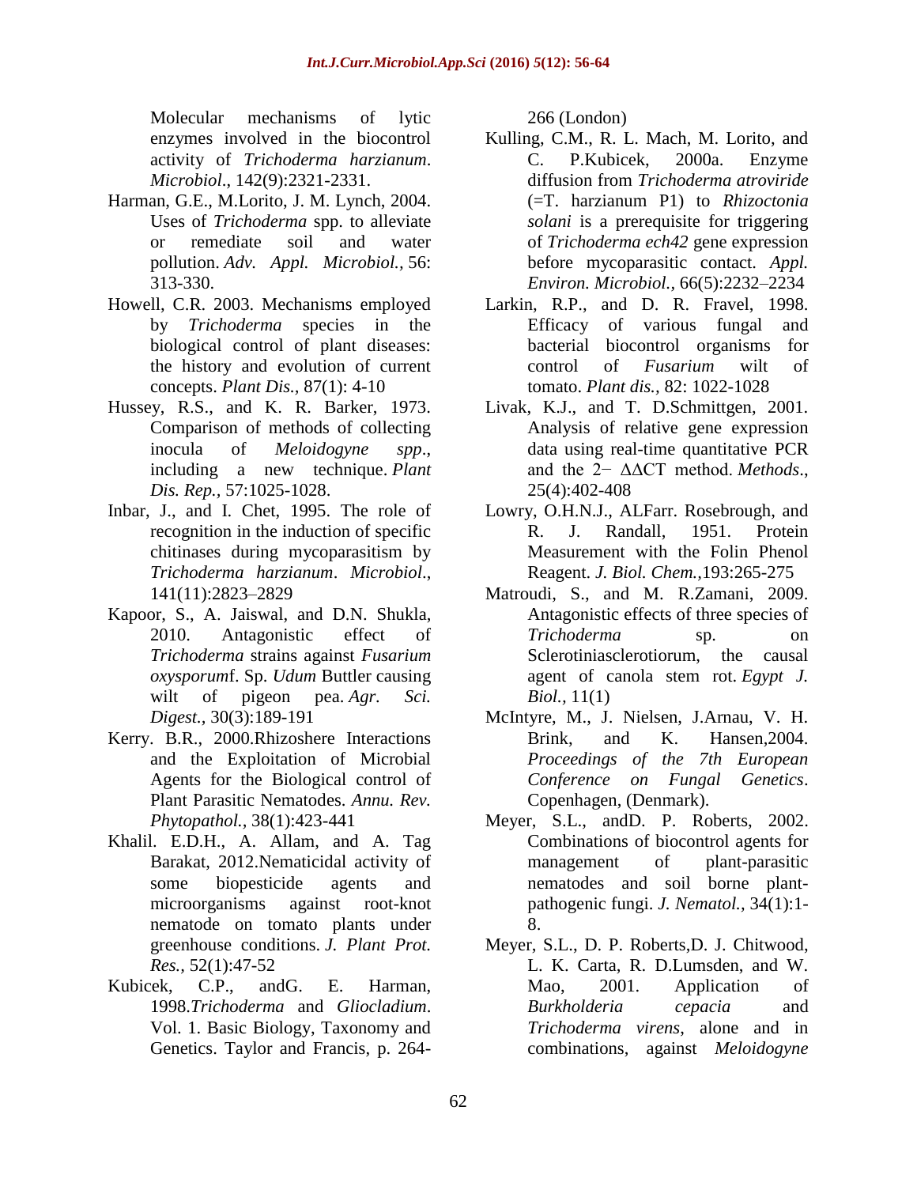Molecular mechanisms of lytic enzymes involved in the biocontrol activity of *Trichoderma harzianum*. *Microbiol*., 142(9):2321-2331.

Harman, G.E., M.Lorito, J. M. Lynch, 2004. Uses of *Trichoderma* spp. to alleviate or remediate soil and water pollution. *Adv. Appl. Microbiol.,* 56: 313-330.

Howell, C.R. 2003. Mechanisms employed by *Trichoderma* species in the biological control of plant diseases: the history and evolution of current concepts. *Plant Dis.,* 87(1): 4-10

Hussey, R.S., and K. R. Barker, 1973. Comparison of methods of collecting inocula of *Meloidogyne spp*., including a new technique. *Plant Dis. Rep.,* 57:1025-1028.

Inbar, J., and I. Chet, 1995. The role of recognition in the induction of specific chitinases during mycoparasitism by *Trichoderma harzianum*. *Microbiol*., 141(11):2823–2829

Kapoor, S., A. Jaiswal, and D.N. Shukla, 2010. Antagonistic effect of *Trichoderma* strains against *Fusarium oxysporum*f. Sp. *Udum* Buttler causing wilt of pigeon pea. *Agr. Sci. Digest.,* 30(3):189-191

Kerry. B.R., 2000.Rhizoshere Interactions and the Exploitation of Microbial Agents for the Biological control of Plant Parasitic Nematodes. *Annu. Rev. Phytopathol.,* 38(1):423-441

Khalil. E.D.H., A. Allam, and A. Tag Barakat, 2012.Nematicidal activity of some biopesticide agents and microorganisms against root-knot nematode on tomato plants under greenhouse conditions. *J. Plant Prot. Res.,* 52(1):47-52

Kubicek, C.P., andG. E. Harman, 1998.*Trichoderma* and *Gliocladium*. Vol. 1. Basic Biology, Taxonomy and Genetics. Taylor and Francis, p. 264-266 (London)

Kulling, C.M., R. L. Mach, M. Lorito, and C. P.Kubicek, 2000a. Enzyme diffusion from *Trichoderma atroviride* (=T. harzianum P1) to *Rhizoctonia solani* is a prerequisite for triggering of *Trichoderma ech42* gene expression before mycoparasitic contact. *Appl. Environ. Microbiol.,* 66(5):2232–2234

Larkin, R.P., and D. R. Fravel, 1998. Efficacy of various fungal and bacterial biocontrol organisms for control of *Fusarium* wilt of tomato. *Plant dis.,* 82: 1022-1028

Livak, K.J., and T. D.Schmittgen, 2001. Analysis of relative gene expression data using real-time quantitative PCR and the $2^{-\Delta\Delta CT}$ method. *Methods*., 25(4):402-408

Lowry, O.H.N.J., ALFarr. Rosebrough, and R. J. Randall, 1951. Protein Measurement with the Folin Phenol Reagent. *J. Biol. Chem.,*193:265-275

Matroudi, S., and M. R.Zamani, 2009. Antagonistic effects of three species of *Trichoderma* sp. on Sclerotiniasclerotiorum, the causal agent of canola stem rot. *Egypt J. Biol.,* 11(1)

McIntyre, M., J. Nielsen, J.Arnau, V. H. Brink, and K. Hansen,2004. *Proceedings of the 7th European Conference on Fungal Genetics*. Copenhagen, (Denmark).

Meyer, S.L., andD. P. Roberts, 2002. Combinations of biocontrol agents for management of plant-parasitic nematodes and soil borne plant-pathogenic fungi. *J. Nematol.,* 34(1):1-8.

Meyer, S.L., D. P. Roberts,D. J. Chitwood, L. K. Carta, R. D.Lumsden, and W. Mao, 2001. Application of *Burkholderia cepacia* and *Trichoderma virens*, alone and in combinations, against *Meloidogyne*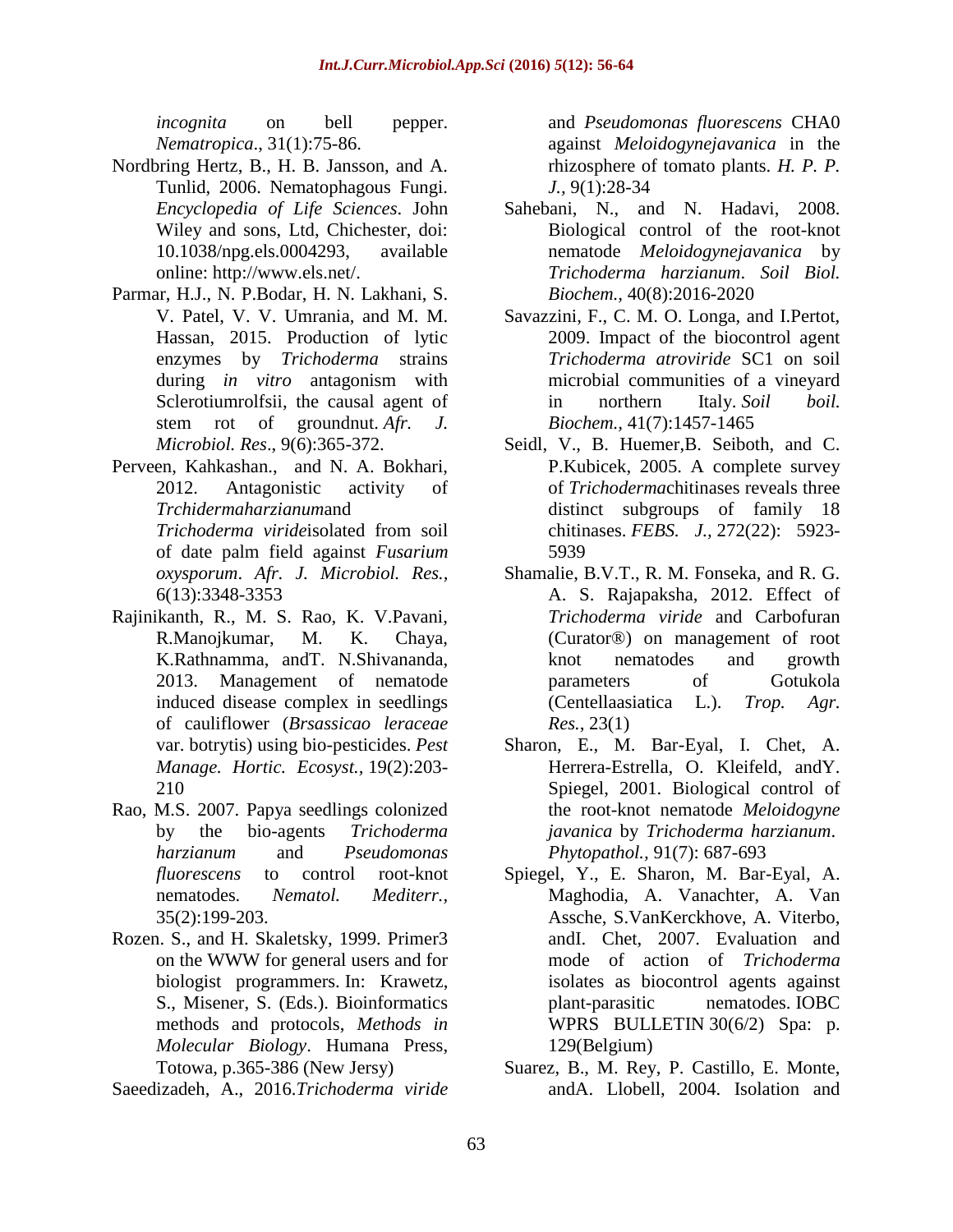*incognita* on bell pepper. *Nematropica*., 31(1):75-86.

Nordbring Hertz, B., H. B. Jansson, and A. Tunlid, 2006. Nematophagous Fungi. *Encyclopedia of Life Sciences*. John Wiley and sons, Ltd, Chichester, doi: 10.1038/npg.els.0004293, available online: http://www.els.net/.

Parmar, H.J., N. P.Bodar, H. N. Lakhani, S. V. Patel, V. V. Umrania, and M. M. Hassan, 2015. Production of lytic enzymes by *Trichoderma* strains during *in vitro* antagonism with Sclerotiumrolfsii, the causal agent of stem rot of groundnut. *Afr. J. Microbiol. Res*., 9(6):365-372.

Perveen, Kahkashan., and N. A. Bokhari, 2012. Antagonistic activity of *Trchidermaharzianum*and *Trichoderma viride*isolated from soil of date palm field against *Fusarium oxysporum*. *Afr. J. Microbiol. Res.,* 6(13):3348-3353

Rajinikanth, R., M. S. Rao, K. V.Pavani, R.Manojkumar, M. K. Chaya, K.Rathnamma, andT. N.Shivananda, 2013. Management of nematode induced disease complex in seedlings of cauliflower (*Brsassicao leraceae* var. botrytis) using bio-pesticides. *Pest Manage. Hortic. Ecosyst.,* 19(2):203-210

Rao, M.S. 2007. Papya seedlings colonized by the bio-agents *Trichoderma harzianum* and *Pseudomonas fluorescens* to control root-knot nematodes. *Nematol. Mediterr.,* 35(2):199-203.

Rozen. S., and H. Skaletsky, 1999. Primer3 on the WWW for general users and for biologist programmers. In: Krawetz, S., Misener, S. (Eds.). Bioinformatics methods and protocols, *Methods in Molecular Biology*. Humana Press, Totowa, p.365-386 (New Jersy)

Saeedizadeh, A., 2016.*Trichoderma viride* and *Pseudomonas fluorescens* CHA0 against *Meloidogynejavanica* in the rhizosphere of tomato plants. *H. P. P. J.,* 9(1):28-34

Sahebani, N., and N. Hadavi, 2008. Biological control of the root-knot nematode *Meloidogynejavanica* by *Trichoderma harzianum*. *Soil Biol. Biochem.,* 40(8):2016-2020

Savazzini, F., C. M. O. Longa, and I.Pertot, 2009. Impact of the biocontrol agent *Trichoderma atroviride* SC1 on soil microbial communities of a vineyard in northern Italy. *Soil boil. Biochem.,* 41(7):1457-1465

Seidl, V., B. Huemer,B. Seiboth, and C. P.Kubicek, 2005. A complete survey of *Trichoderma*chitinases reveals three distinct subgroups of family 18 chitinases. *FEBS. J.,* 272(22): 5923-5939

Shamalie, B.V.T., R. M. Fonseka, and R. G. A. S. Rajapaksha, 2012. Effect of *Trichoderma viride* and Carbofuran (Curator®) on management of root knot nematodes and growth parameters of Gotukola (Centellaasiatica L.). *Trop. Agr. Res.,* 23(1)

Sharon, E., M. Bar-Eyal, I. Chet, A. Herrera-Estrella, O. Kleifeld, andY. Spiegel, 2001. Biological control of the root-knot nematode *Meloidogyne javanica* by *Trichoderma harzianum*. *Phytopathol.,* 91(7): 687-693

Spiegel, Y., E. Sharon, M. Bar-Eyal, A. Maghodia, A. Vanachter, A. Van Assche, S.VanKerckhove, A. Viterbo, andI. Chet, 2007. Evaluation and mode of action of *Trichoderma* isolates as biocontrol agents against plant-parasitic nematodes. IOBC WPRS BULLETIN 30(6/2) Spa: p. 129(Belgium)

Suarez, B., M. Rey, P. Castillo, E. Monte, andA. Llobell, 2004. Isolation and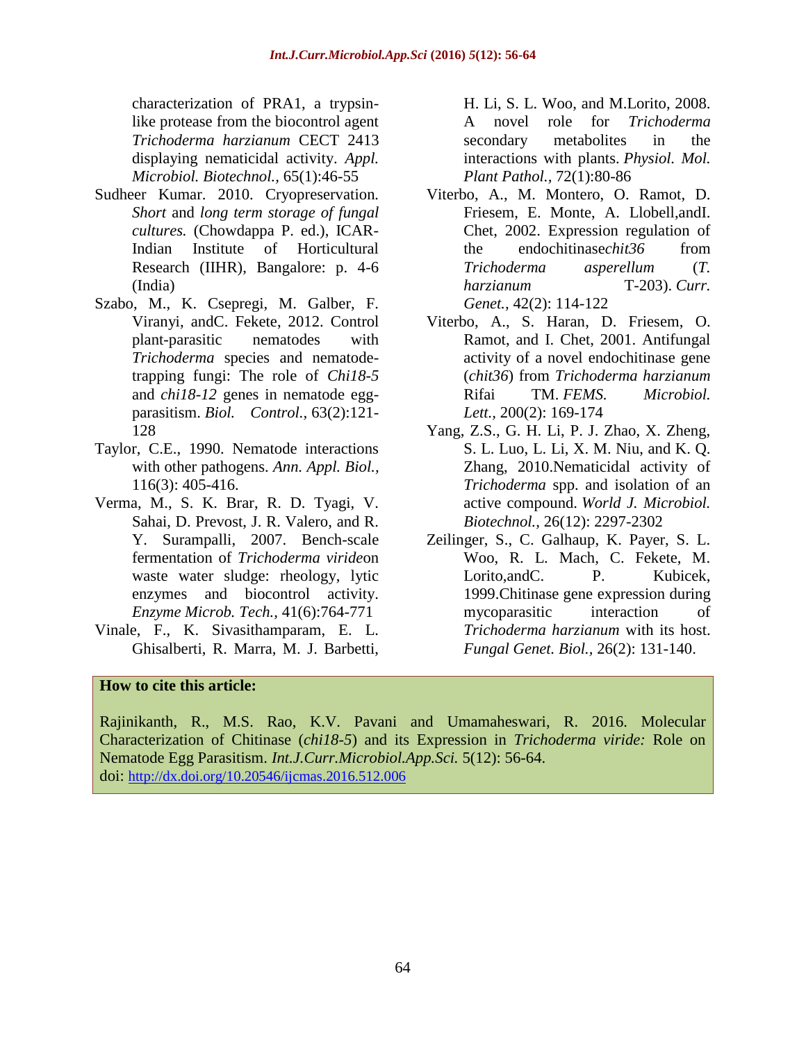characterization of PRA1, a trypsin-like protease from the biocontrol agent *Trichoderma harzianum* CECT 2413 displaying nematicidal activity. *Appl. Microbiol. Biotechnol.*, 65(1):46-55

Sudheer Kumar. 2010. Cryopreservation. *Short* and *long term storage of fungal cultures.* (Chowdappa P. ed.), ICAR-Indian Institute of Horticultural Research (IIHR), Bangalore: p. 4-6 (India)

Szabo, M., K. Csepregi, M. Galber, F. Viranyi, andC. Fekete, 2012. Control plant-parasitic nematodes with *Trichoderma* species and nematode-trapping fungi: The role of *Chi18-5* and *chi18-12* genes in nematode egg-parasitism. *Biol. Control.*, 63(2):121-128

Taylor, C.E., 1990. Nematode interactions with other pathogens. *Ann. Appl. Biol.*, 116(3): 405-416.

Verma, M., S. K. Brar, R. D. Tyagi, V. Sahai, D. Prevost, J. R. Valero, and R. Y. Surampalli, 2007. Bench-scale fermentation of *Trichoderma viride*on waste water sludge: rheology, lytic enzymes and biocontrol activity. *Enzyme Microb. Tech.*, 41(6):764-771

Vinale, F., K. Sivasithamparam, E. L. Ghisalberti, R. Marra, M. J. Barbetti, H. Li, S. L. Woo, and M.Lorito, 2008. A novel role for *Trichoderma* secondary metabolites in the interactions with plants. *Physiol. Mol. Plant Pathol.*, 72(1):80-86

Viterbo, A., M. Montero, O. Ramot, D. Friesem, E. Monte, A. Llobell,andI. Chet, 2002. Expression regulation of the endochitinase*chit36* from *Trichoderma asperellum* (*T. harzianum* T-203). *Curr. Genet.*, 42(2): 114-122

Viterbo, A., S. Haran, D. Friesem, O. Ramot, and I. Chet, 2001. Antifungal activity of a novel endochitinase gene (*chit36*) from *Trichoderma harzianum* Rifai TM. *FEMS. Microbiol. Lett.*, 200(2): 169-174

Yang, Z.S., G. H. Li, P. J. Zhao, X. Zheng, S. L. Luo, L. Li, X. M. Niu, and K. Q. Zhang, 2010.Nematicidal activity of *Trichoderma* spp. and isolation of an active compound. *World J. Microbiol. Biotechnol.*, 26(12): 2297-2302

Zeilinger, S., C. Galhaup, K. Payer, S. L. Woo, R. L. Mach, C. Fekete, M. Lorito,andC. P. Kubicek, 1999.Chitinase gene expression during mycoparasitic interaction of *Trichoderma harzianum* with its host. *Fungal Genet. Biol.*, 26(2): 131-140.

**How to cite this article:**

Rajinikanth, R., M.S. Rao, K.V. Pavani and Umamaheswari, R. 2016. Molecular Characterization of Chitinase (*chi18-5*) and its Expression in *Trichoderma viride:* Role on Nematode Egg Parasitism. *Int.J.Curr.Microbiol.App.Sci.* 5(12): 56-64.
doi: http://dx.doi.org/10.20546/ijcmas.2016.512.006